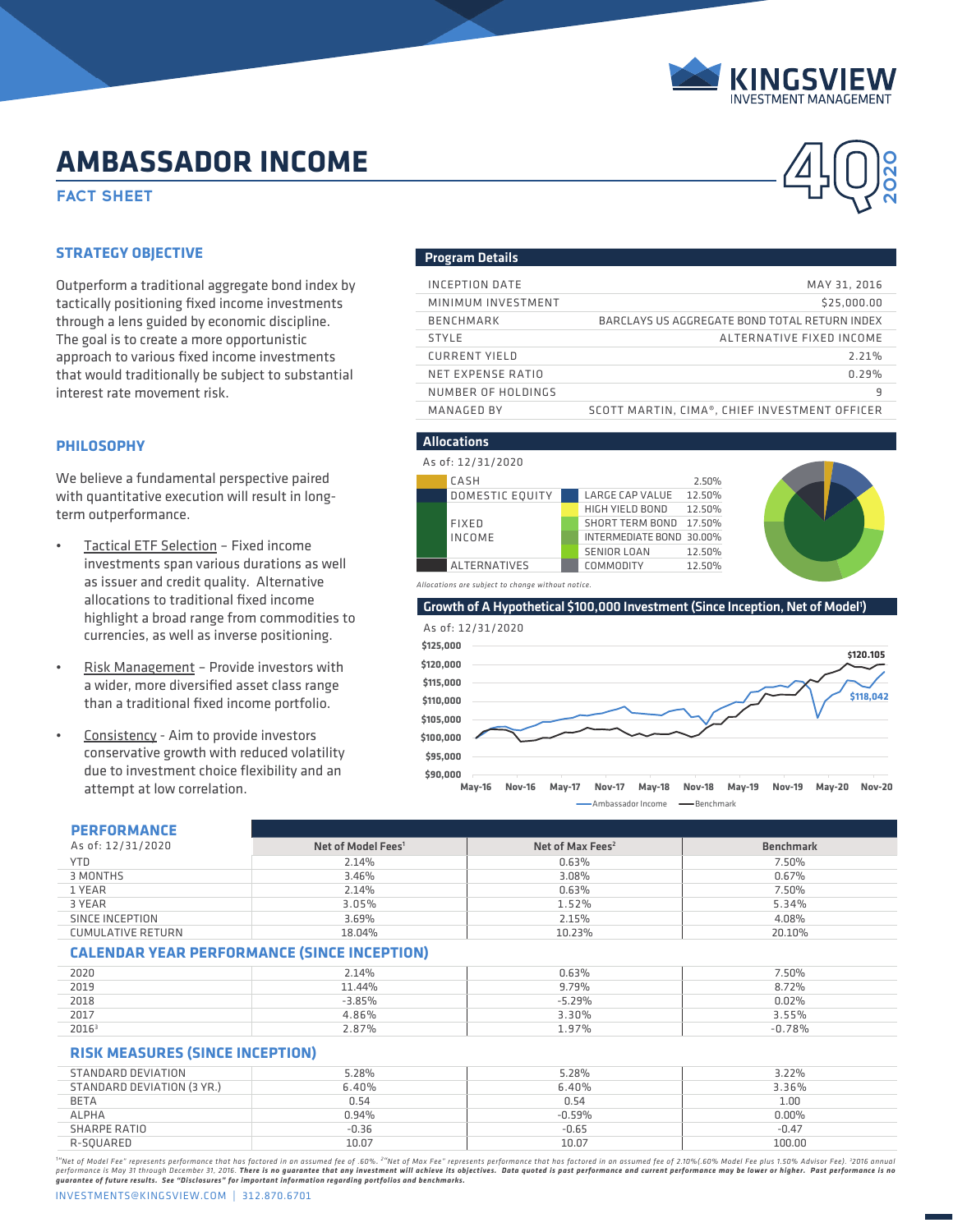# AMBASSADOR INCOME

## FACT SHEET

### STRATEGY OBJECTIVE

Outperform a traditional aggregate bond index by tactically positioning fixed income investments through a lens guided by economic discipline. The goal is to create a more opportunistic approach to various fixed income investments that would traditionally be subject to substantial interest rate movement risk.

### PHILOSOPHY

We believe a fundamental perspective paired with quantitative execution will result in long-term outperformance.

- Tactical ETF Selection – Fixed income investments span various durations as well as issuer and credit quality. Alternative allocations to traditional fixed income highlight a broad range from commodities to currencies, as well as inverse positioning.
- Risk Management – Provide investors with a wider, more diversified asset class range than a traditional fixed income portfolio.
- Consistency - Aim to provide investors conservative growth with reduced volatility due to investment choice flexibility and an attempt at low correlation.

### Program Details

| | |
|---|---|
| INCEPTION DATE | MAY 31, 2016 |
| MINIMUM INVESTMENT | $25,000.00 |
| BENCHMARK | BARCLAYS US AGGREGATE BOND TOTAL RETURN INDEX |
| STYLE | ALTERNATIVE FIXED INCOME |
| CURRENT YIELD | 2.21% |
| NET EXPENSE RATIO | 0.29% |
| NUMBER OF HOLDINGS | 9 |
| MANAGED BY | SCOTT MARTIN, CIMA®, CHIEF INVESTMENT OFFICER |

### Allocations

As of: 12/31/2020

| Asset Class | Sub-Class | Weight |
|---|---|---|
| CASH | | 2.50% |
| DOMESTIC EQUITY | LARGE CAP VALUE | 12.50% |
| FIXED INCOME | HIGH YIELD BOND | 12.50% |
| | SHORT TERM BOND | 17.50% |
| | INTERMEDIATE BOND | 30.00% |
| | SENIOR LOAN | 12.50% |
| ALTERNATIVES | COMMODITY | 12.50% |

*Allocations are subject to change without notice.*

### Growth of A Hypothetical $100,000 Investment (Since Inception, Net of Model[1])

As of: 12/31/2020

Benchmark: $120,105 — Ambassador Income: $118,042

### PERFORMANCE

As of: 12/31/2020

| | Net of Model Fees[1] | Net of Max Fees[2] | Benchmark |
|---|---|---|---|
| YTD | 2.14% | 0.63% | 7.50% |
| 3 MONTHS | 3.46% | 3.08% | 0.67% |
| 1 YEAR | 2.14% | 0.63% | 7.50% |
| 3 YEAR | 3.05% | 1.52% | 5.34% |
| SINCE INCEPTION | 3.69% | 2.15% | 4.08% |
| CUMULATIVE RETURN | 18.04% | 10.23% | 20.10% |

### CALENDAR YEAR PERFORMANCE (SINCE INCEPTION)

| | Net of Model Fees[1] | Net of Max Fees[2] | Benchmark |
|---|---|---|---|
| 2020 | 2.14% | 0.63% | 7.50% |
| 2019 | 11.44% | 9.79% | 8.72% |
| 2018 | -3.85% | -5.29% | 0.02% |
| 2017 | 4.86% | 3.30% | 3.55% |
| 2016[3] | 2.87% | 1.97% | -0.78% |

### RISK MEASURES (SINCE INCEPTION)

| | Net of Model Fees[1] | Net of Max Fees[2] | Benchmark |
|---|---|---|---|
| STANDARD DEVIATION | 5.28% | 5.28% | 3.22% |
| STANDARD DEVIATION (3 YR.) | 6.40% | 6.40% | 3.36% |
| BETA | 0.54 | 0.54 | 1.00 |
| ALPHA | 0.94% | -0.59% | 0.00% |
| SHARPE RATIO | -0.36 | -0.65 | -0.47 |
| R-SQUARED | 10.07 | 10.07 | 100.00 |

*[1]"Net of Model Fee" represents performance that has factored in an assumed fee of .60%. [2]"Net of Max Fee" represents performance that has factored in an assumed fee of 2.10%(.60% Model Fee plus 1.50% Advisor Fee). [3]2016 annual performance is May 31 through December 31, 2016.* ***There is no guarantee that any investment will achieve its objectives. Data quoted is past performance and current performance may be lower or higher. Past performance is no guarantee of future results. See "Disclosures" for important information regarding portfolios and benchmarks.***

INVESTMENTS@KINGSVIEW.COM | 312.870.6701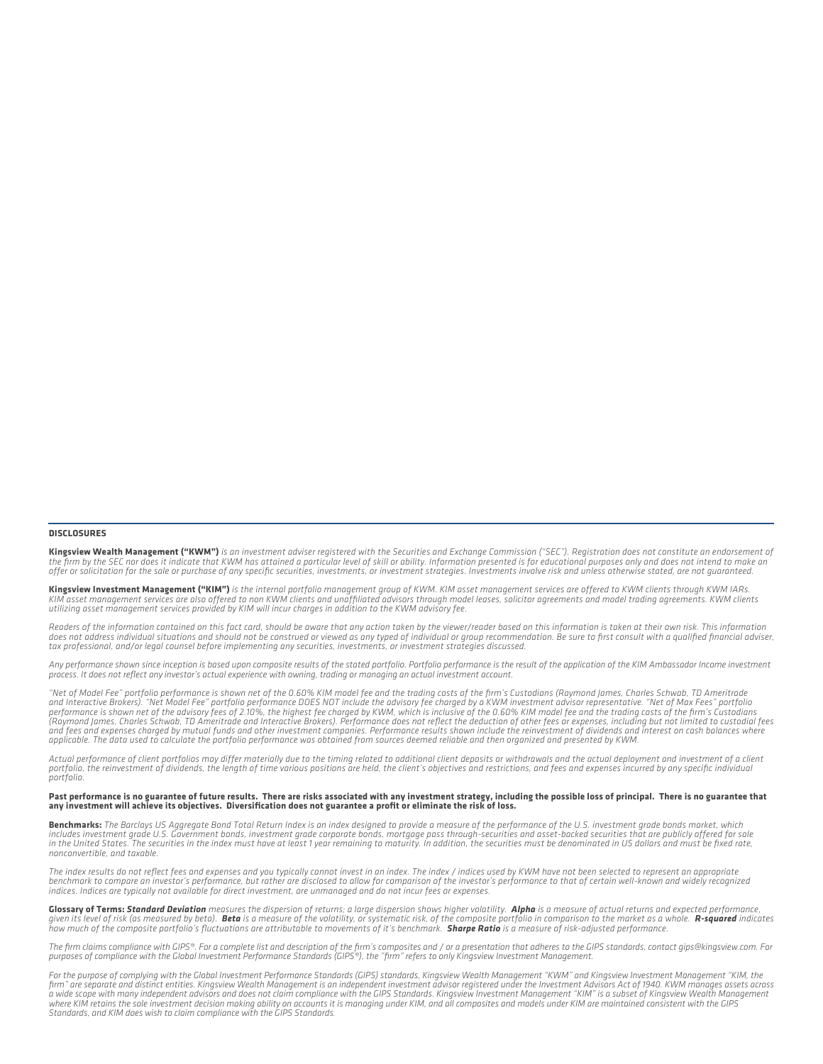## DISCLOSURES

**Kingsview Wealth Management ("KWM")** *is an investment adviser registered with the Securities and Exchange Commission ("SEC"). Registration does not constitute an endorsement of the firm by the SEC nor does it indicate that KWM has attained a particular level of skill or ability. Information presented is for educational purposes only and does not intend to make an offer or solicitation for the sale or purchase of any specific securities, investments, or investment strategies. Investments involve risk and unless otherwise stated, are not guaranteed.*

**Kingsview Investment Management ("KIM")** *is the internal portfolio management group of KWM. KIM asset management services are offered to KWM clients through KWM IARs. KIM asset management services are also offered to non KWM clients and unaffiliated advisors through model leases, solicitor agreements and model trading agreements. KWM clients utilizing asset management services provided by KIM will incur charges in addition to the KWM advisory fee.*

*Readers of the information contained on this fact card, should be aware that any action taken by the viewer/reader based on this information is taken at their own risk. This information does not address individual situations and should not be construed or viewed as any typed of individual or group recommendation. Be sure to first consult with a qualified financial adviser, tax professional, and/or legal counsel before implementing any securities, investments, or investment strategies discussed.*

*Any performance shown since inception is based upon composite results of the stated portfolio. Portfolio performance is the result of the application of the KIM Ambassador Income investment process. It does not reflect any investor's actual experience with owning, trading or managing an actual investment account.*

*"Net of Model Fee" portfolio performance is shown net of the 0.60% KIM model fee and the trading costs of the firm's Custodians (Raymond James, Charles Schwab, TD Ameritrade and Interactive Brokers). "Net Model Fee" portfolio performance DOES NOT include the advisory fee charged by a KWM investment advisor representative. "Net of Max Fees" portfolio performance is shown net of the advisory fees of 2.10%, the highest fee charged by KWM, which is inclusive of the 0.60% KIM model fee and the trading costs of the firm's Custodians (Raymond James, Charles Schwab, TD Ameritrade and Interactive Brokers). Performance does not reflect the deduction of other fees or expenses, including but not limited to custodial fees and fees and expenses charged by mutual funds and other investment companies. Performance results shown include the reinvestment of dividends and interest on cash balances where applicable. The data used to calculate the portfolio performance was obtained from sources deemed reliable and then organized and presented by KWM.*

*Actual performance of client portfolios may differ materially due to the timing related to additional client deposits or withdrawals and the actual deployment and investment of a client portfolio, the reinvestment of dividends, the length of time various positions are held, the client's objectives and restrictions, and fees and expenses incurred by any specific individual portfolio.*

**Past performance is no guarantee of future results. There are risks associated with any investment strategy, including the possible loss of principal. There is no guarantee that any investment will achieve its objectives. Diversification does not guarantee a profit or eliminate the risk of loss.**

**Benchmarks:** *The Barclays US Aggregate Bond Total Return Index is an index designed to provide a measure of the performance of the U.S. investment grade bonds market, which includes investment grade U.S. Government bonds, investment grade corporate bonds, mortgage pass through-securities and asset-backed securities that are publicly offered for sale in the United States. The securities in the index must have at least 1 year remaining to maturity. In addition, the securities must be denominated in US dollars and must be fixed rate, nonconvertible, and taxable.*

*The index results do not reflect fees and expenses and you typically cannot invest in an index. The index / indices used by KWM have not been selected to represent an appropriate benchmark to compare an investor's performance, but rather are disclosed to allow for comparison of the investor's performance to that of certain well-known and widely recognized indices. Indices are typically not available for direct investment, are unmanaged and do not incur fees or expenses.*

**Glossary of Terms:** ***Standard Deviation*** *measures the dispersion of returns; a large dispersion shows higher volatility.* ***Alpha*** *is a measure of actual returns and expected performance, given its level of risk (as measured by beta).* ***Beta*** *is a measure of the volatility, or systematic risk, of the composite portfolio in comparison to the market as a whole.* ***R-squared*** *indicates how much of the composite portfolio's fluctuations are attributable to movements of it's benchmark.* ***Sharpe Ratio*** *is a measure of risk-adjusted performance.*

*The firm claims compliance with GIPS®. For a complete list and description of the firm's composites and / or a presentation that adheres to the GIPS standards, contact gips@kingsview.com. For purposes of compliance with the Global Investment Performance Standards (GIPS®), the "firm" refers to only Kingsview Investment Management.*

*For the purpose of complying with the Global Investment Performance Standards (GIPS) standards, Kingsview Wealth Management "KWM" and Kingsview Investment Management "KIM, the firm" are separate and distinct entities. Kingsview Wealth Management is an independent investment advisor registered under the Investment Advisors Act of 1940. KWM manages assets across a wide scope with many independent advisors and does not claim compliance with the GIPS Standards. Kingsview Investment Management "KIM" is a subset of Kingsview Wealth Management where KIM retains the sole investment decision making ability on accounts it is managing under KIM, and all composites and models under KIM are maintained consistent with the GIPS Standards, and KIM does wish to claim compliance with the GIPS Standards.*